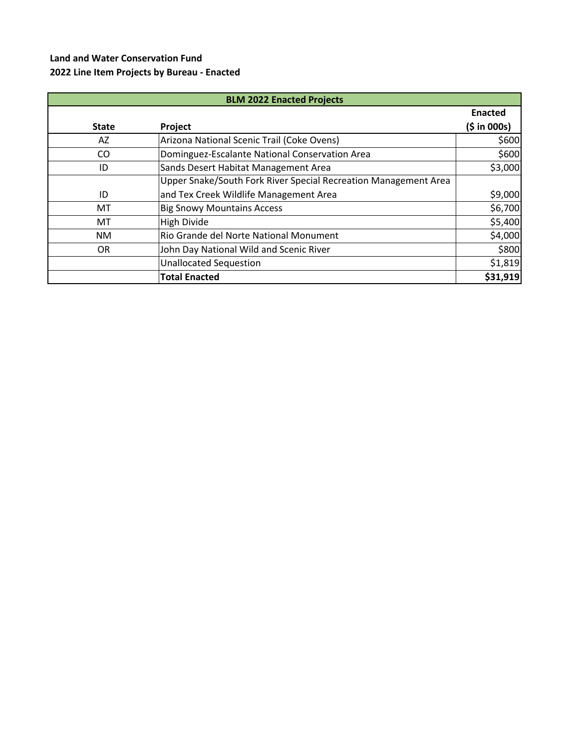**Land and Water Conservation Fund**
**2022 Line Item Projects by Bureau - Enacted**

| BLM 2022 Enacted Projects | | |
|---|---|---|
| **State** | **Project** | **Enacted ($ in 000s)** |
| AZ | Arizona National Scenic Trail (Coke Ovens) | $600 |
| CO | Dominguez-Escalante National Conservation Area | $600 |
| ID | Sands Desert Habitat Management Area | $3,000 |
| ID | Upper Snake/South Fork River Special Recreation Management Area and Tex Creek Wildlife Management Area | $9,000 |
| MT | Big Snowy Mountains Access | $6,700 |
| MT | High Divide | $5,400 |
| NM | Rio Grande del Norte National Monument | $4,000 |
| OR | John Day National Wild and Scenic River | $800 |
| | Unallocated Sequestion | $1,819 |
| | **Total Enacted** | **$31,919** |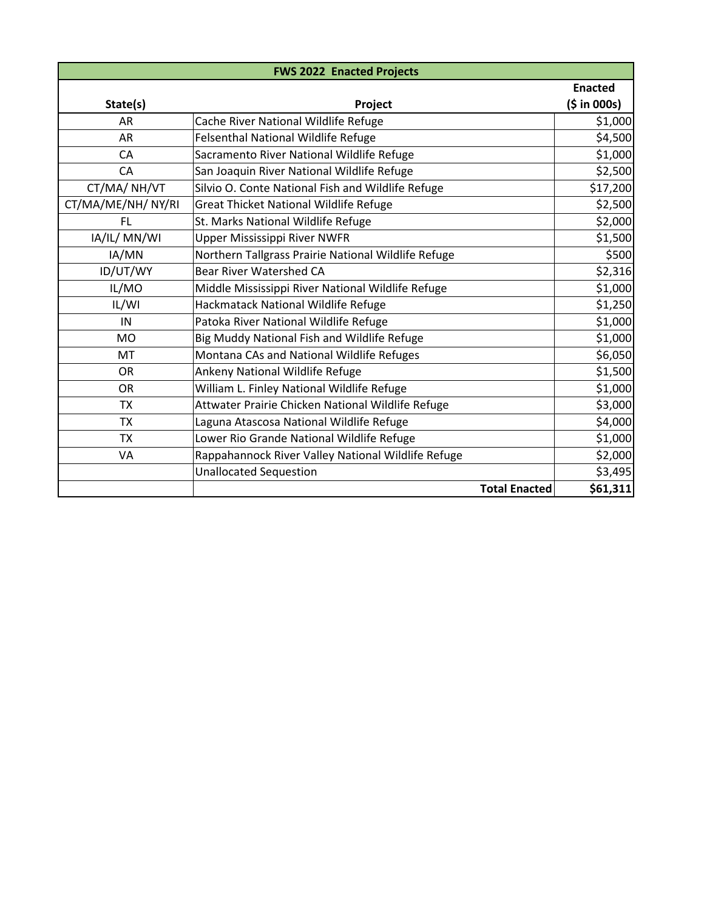| FWS 2022 Enacted Projects | | |
|---|---|---|
| State(s) | Project | Enacted ($ in 000s) |
| AR | Cache River National Wildlife Refuge | $1,000 |
| AR | Felsenthal National Wildlife Refuge | $4,500 |
| CA | Sacramento River National Wildlife Refuge | $1,000 |
| CA | San Joaquin River National Wildlife Refuge | $2,500 |
| CT/MA/ NH/VT | Silvio O. Conte National Fish and Wildlife Refuge | $17,200 |
| CT/MA/ME/NH/ NY/RI | Great Thicket National Wildlife Refuge | $2,500 |
| FL | St. Marks National Wildlife Refuge | $2,000 |
| IA/IL/ MN/WI | Upper Mississippi River NWFR | $1,500 |
| IA/MN | Northern Tallgrass Prairie National Wildlife Refuge | $500 |
| ID/UT/WY | Bear River Watershed CA | $2,316 |
| IL/MO | Middle Mississippi River National Wildlife Refuge | $1,000 |
| IL/WI | Hackmatack National Wildlife Refuge | $1,250 |
| IN | Patoka River National Wildlife Refuge | $1,000 |
| MO | Big Muddy National Fish and Wildlife Refuge | $1,000 |
| MT | Montana CAs and National Wildlife Refuges | $6,050 |
| OR | Ankeny National Wildlife Refuge | $1,500 |
| OR | William L. Finley National Wildlife Refuge | $1,000 |
| TX | Attwater Prairie Chicken National Wildlife Refuge | $3,000 |
| TX | Laguna Atascosa National Wildlife Refuge | $4,000 |
| TX | Lower Rio Grande National Wildlife Refuge | $1,000 |
| VA | Rappahannock River Valley National Wildlife Refuge | $2,000 |
| | Unallocated Sequestion | $3,495 |
| | **Total Enacted** | **$61,311** |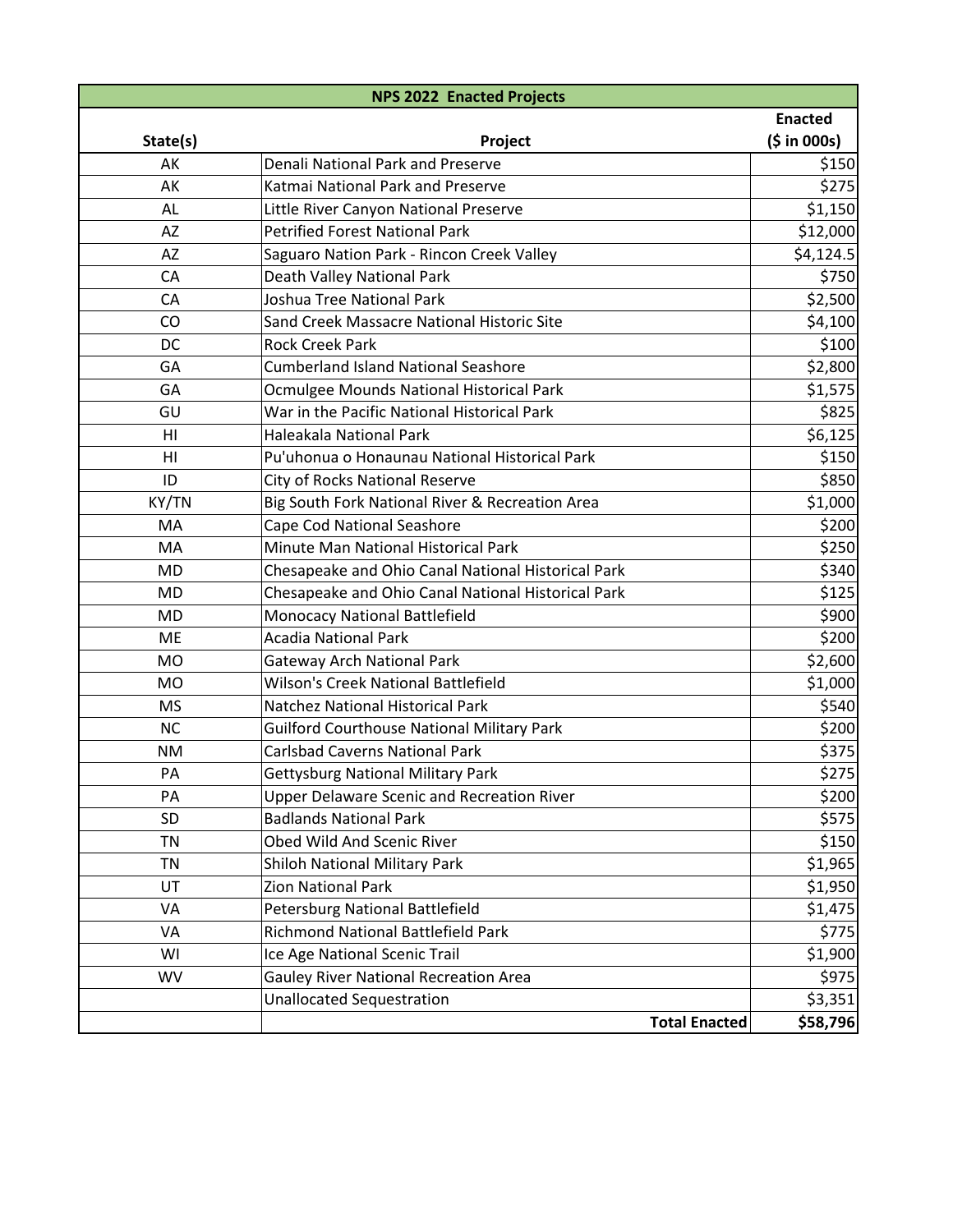| NPS 2022 Enacted Projects | | |
|---|---|---|
| State(s) | Project | Enacted ($ in 000s) |
| AK | Denali National Park and Preserve | $150 |
| AK | Katmai National Park and Preserve | $275 |
| AL | Little River Canyon National Preserve | $1,150 |
| AZ | Petrified Forest National Park | $12,000 |
| AZ | Saguaro Nation Park - Rincon Creek Valley | $4,124.5 |
| CA | Death Valley National Park | $750 |
| CA | Joshua Tree National Park | $2,500 |
| CO | Sand Creek Massacre National Historic Site | $4,100 |
| DC | Rock Creek Park | $100 |
| GA | Cumberland Island National Seashore | $2,800 |
| GA | Ocmulgee Mounds National Historical Park | $1,575 |
| GU | War in the Pacific National Historical Park | $825 |
| HI | Haleakala National Park | $6,125 |
| HI | Pu'uhonua o Honaunau National Historical Park | $150 |
| ID | City of Rocks National Reserve | $850 |
| KY/TN | Big South Fork National River & Recreation Area | $1,000 |
| MA | Cape Cod National Seashore | $200 |
| MA | Minute Man National Historical Park | $250 |
| MD | Chesapeake and Ohio Canal National Historical Park | $340 |
| MD | Chesapeake and Ohio Canal National Historical Park | $125 |
| MD | Monocacy National Battlefield | $900 |
| ME | Acadia National Park | $200 |
| MO | Gateway Arch National Park | $2,600 |
| MO | Wilson's Creek National Battlefield | $1,000 |
| MS | Natchez National Historical Park | $540 |
| NC | Guilford Courthouse National Military Park | $200 |
| NM | Carlsbad Caverns National Park | $375 |
| PA | Gettysburg National Military Park | $275 |
| PA | Upper Delaware Scenic and Recreation River | $200 |
| SD | Badlands National Park | $575 |
| TN | Obed Wild And Scenic River | $150 |
| TN | Shiloh National Military Park | $1,965 |
| UT | Zion National Park | $1,950 |
| VA | Petersburg National Battlefield | $1,475 |
| VA | Richmond National Battlefield Park | $775 |
| WI | Ice Age National Scenic Trail | $1,900 |
| WV | Gauley River National Recreation Area | $975 |
| | Unallocated Sequestration | $3,351 |
| | **Total Enacted** | **$58,796** |